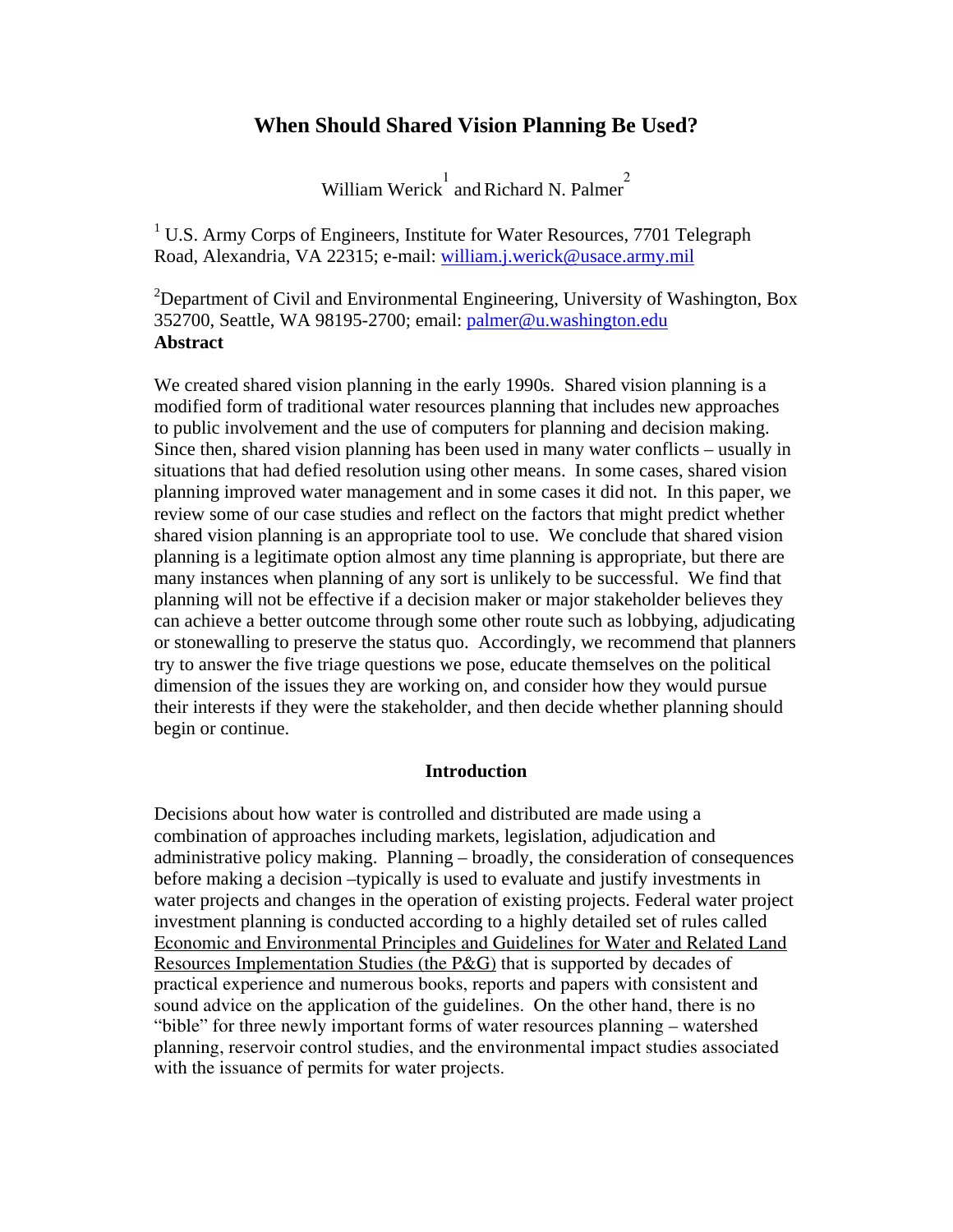# When Should Shared Vision Planning Be Used?

William Werick[1] and Richard N. Palmer[2]

[1] U.S. Army Corps of Engineers, Institute for Water Resources, 7701 Telegraph Road, Alexandria, VA 22315; e-mail: william.j.werick@usace.army.mil

[2] Department of Civil and Environmental Engineering, University of Washington, Box 352700, Seattle, WA 98195-2700; email: palmer@u.washington.edu

**Abstract**

We created shared vision planning in the early 1990s. Shared vision planning is a modified form of traditional water resources planning that includes new approaches to public involvement and the use of computers for planning and decision making. Since then, shared vision planning has been used in many water conflicts – usually in situations that had defied resolution using other means. In some cases, shared vision planning improved water management and in some cases it did not. In this paper, we review some of our case studies and reflect on the factors that might predict whether shared vision planning is an appropriate tool to use. We conclude that shared vision planning is a legitimate option almost any time planning is appropriate, but there are many instances when planning of any sort is unlikely to be successful. We find that planning will not be effective if a decision maker or major stakeholder believes they can achieve a better outcome through some other route such as lobbying, adjudicating or stonewalling to preserve the status quo. Accordingly, we recommend that planners try to answer the five triage questions we pose, educate themselves on the political dimension of the issues they are working on, and consider how they would pursue their interests if they were the stakeholder, and then decide whether planning should begin or continue.

## Introduction

Decisions about how water is controlled and distributed are made using a combination of approaches including markets, legislation, adjudication and administrative policy making. Planning – broadly, the consideration of consequences before making a decision –typically is used to evaluate and justify investments in water projects and changes in the operation of existing projects. Federal water project investment planning is conducted according to a highly detailed set of rules called Economic and Environmental Principles and Guidelines for Water and Related Land Resources Implementation Studies (the P&G) that is supported by decades of practical experience and numerous books, reports and papers with consistent and sound advice on the application of the guidelines. On the other hand, there is no "bible" for three newly important forms of water resources planning – watershed planning, reservoir control studies, and the environmental impact studies associated with the issuance of permits for water projects.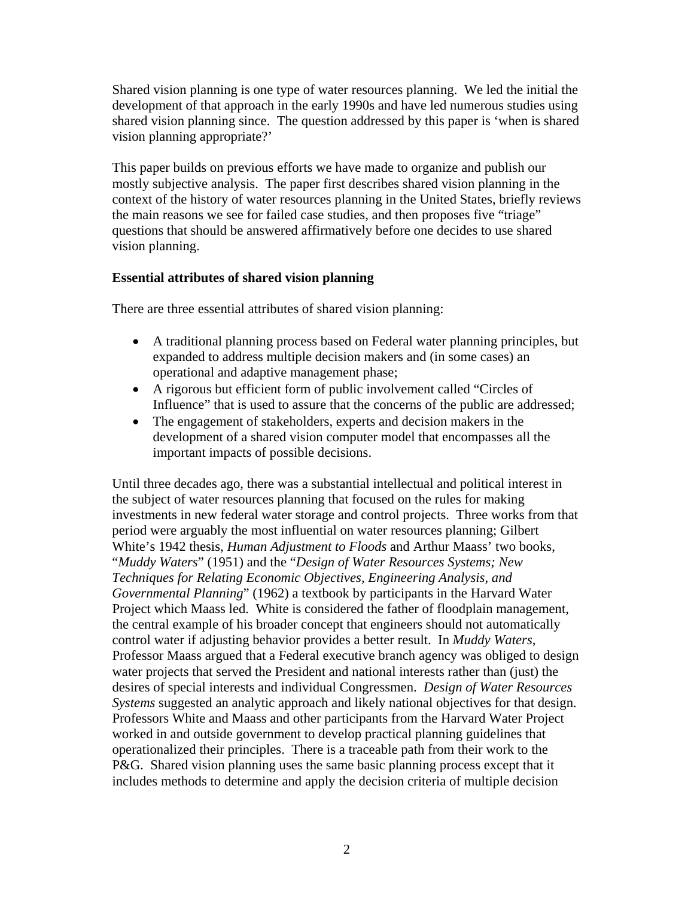Shared vision planning is one type of water resources planning. We led the initial the development of that approach in the early 1990s and have led numerous studies using shared vision planning since. The question addressed by this paper is 'when is shared vision planning appropriate?'

This paper builds on previous efforts we have made to organize and publish our mostly subjective analysis. The paper first describes shared vision planning in the context of the history of water resources planning in the United States, briefly reviews the main reasons we see for failed case studies, and then proposes five "triage" questions that should be answered affirmatively before one decides to use shared vision planning.

**Essential attributes of shared vision planning**

There are three essential attributes of shared vision planning:

- A traditional planning process based on Federal water planning principles, but expanded to address multiple decision makers and (in some cases) an operational and adaptive management phase;
- A rigorous but efficient form of public involvement called "Circles of Influence" that is used to assure that the concerns of the public are addressed;
- The engagement of stakeholders, experts and decision makers in the development of a shared vision computer model that encompasses all the important impacts of possible decisions.

Until three decades ago, there was a substantial intellectual and political interest in the subject of water resources planning that focused on the rules for making investments in new federal water storage and control projects. Three works from that period were arguably the most influential on water resources planning; Gilbert White's 1942 thesis, *Human Adjustment to Floods* and Arthur Maass' two books, "*Muddy Waters*" (1951) and the "*Design of Water Resources Systems; New Techniques for Relating Economic Objectives, Engineering Analysis, and Governmental Planning*" (1962) a textbook by participants in the Harvard Water Project which Maass led. White is considered the father of floodplain management, the central example of his broader concept that engineers should not automatically control water if adjusting behavior provides a better result. In *Muddy Waters*, Professor Maass argued that a Federal executive branch agency was obliged to design water projects that served the President and national interests rather than (just) the desires of special interests and individual Congressmen. *Design of Water Resources Systems* suggested an analytic approach and likely national objectives for that design. Professors White and Maass and other participants from the Harvard Water Project worked in and outside government to develop practical planning guidelines that operationalized their principles. There is a traceable path from their work to the P&G. Shared vision planning uses the same basic planning process except that it includes methods to determine and apply the decision criteria of multiple decision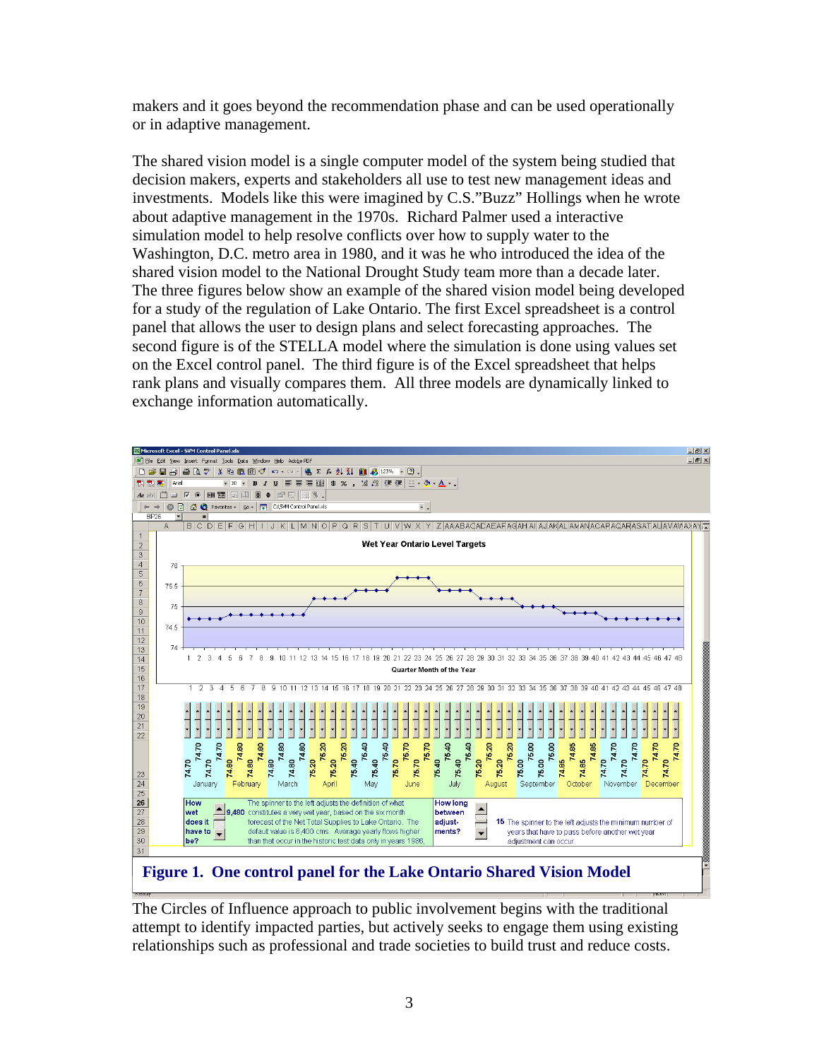makers and it goes beyond the recommendation phase and can be used operationally or in adaptive management.

The shared vision model is a single computer model of the system being studied that decision makers, experts and stakeholders all use to test new management ideas and investments. Models like this were imagined by C.S."Buzz" Hollings when he wrote about adaptive management in the 1970s. Richard Palmer used a interactive simulation model to help resolve conflicts over how to supply water to the Washington, D.C. metro area in 1980, and it was he who introduced the idea of the shared vision model to the National Drought Study team more than a decade later. The three figures below show an example of the shared vision model being developed for a study of the regulation of Lake Ontario. The first Excel spreadsheet is a control panel that allows the user to design plans and select forecasting approaches. The second figure is of the STELLA model where the simulation is done using values set on the Excel control panel. The third figure is of the Excel spreadsheet that helps rank plans and visually compares them. All three models are dynamically linked to exchange information automatically.

**Figure 1. One control panel for the Lake Ontario Shared Vision Model**

The Circles of Influence approach to public involvement begins with the traditional attempt to identify impacted parties, but actively seeks to engage them using existing relationships such as professional and trade societies to build trust and reduce costs.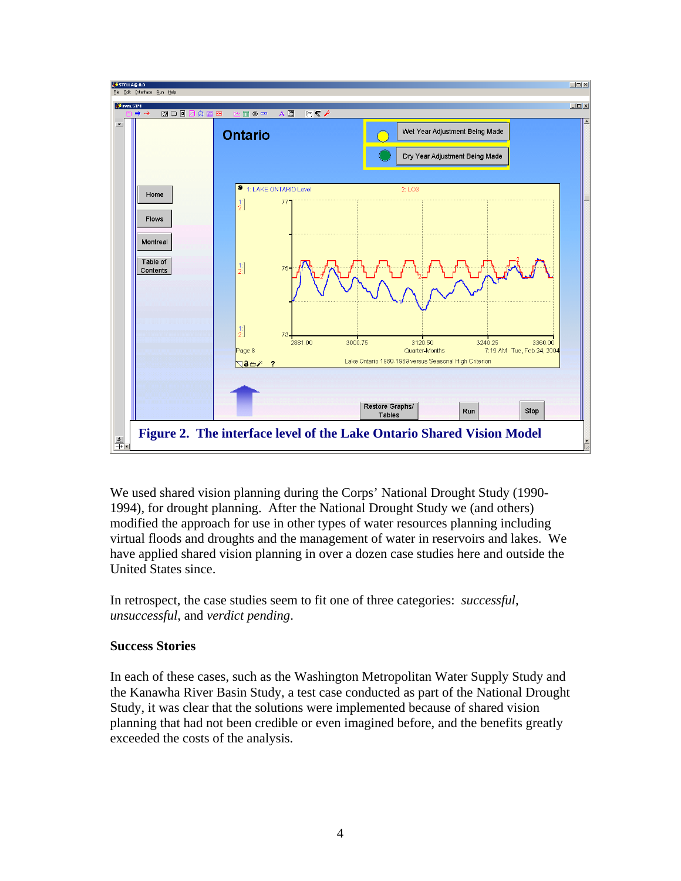**Figure 2. The interface level of the Lake Ontario Shared Vision Model**

We used shared vision planning during the Corps' National Drought Study (1990-1994), for drought planning. After the National Drought Study we (and others) modified the approach for use in other types of water resources planning including virtual floods and droughts and the management of water in reservoirs and lakes. We have applied shared vision planning in over a dozen case studies here and outside the United States since.

In retrospect, the case studies seem to fit one of three categories: *successful*, *unsuccessful*, and *verdict pending*.

**Success Stories**

In each of these cases, such as the Washington Metropolitan Water Supply Study and the Kanawha River Basin Study, a test case conducted as part of the National Drought Study, it was clear that the solutions were implemented because of shared vision planning that had not been credible or even imagined before, and the benefits greatly exceeded the costs of the analysis.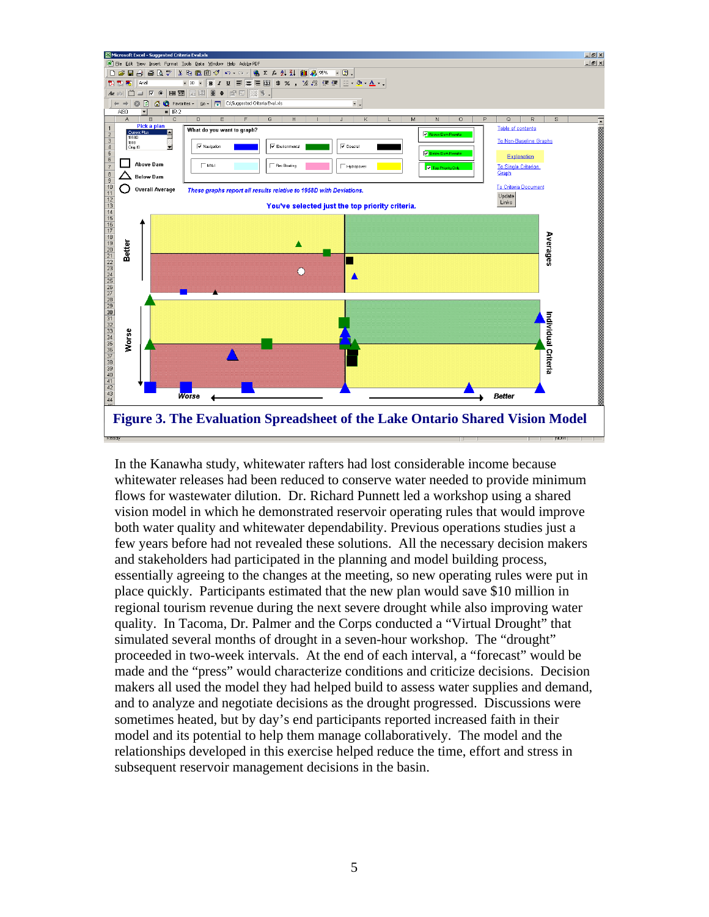**Figure 3. The Evaluation Spreadsheet of the Lake Ontario Shared Vision Model**

In the Kanawha study, whitewater rafters had lost considerable income because whitewater releases had been reduced to conserve water needed to provide minimum flows for wastewater dilution. Dr. Richard Punnett led a workshop using a shared vision model in which he demonstrated reservoir operating rules that would improve both water quality and whitewater dependability. Previous operations studies just a few years before had not revealed these solutions. All the necessary decision makers and stakeholders had participated in the planning and model building process, essentially agreeing to the changes at the meeting, so new operating rules were put in place quickly. Participants estimated that the new plan would save $10 million in regional tourism revenue during the next severe drought while also improving water quality. In Tacoma, Dr. Palmer and the Corps conducted a "Virtual Drought" that simulated several months of drought in a seven-hour workshop. The "drought" proceeded in two-week intervals. At the end of each interval, a "forecast" would be made and the "press" would characterize conditions and criticize decisions. Decision makers all used the model they had helped build to assess water supplies and demand, and to analyze and negotiate decisions as the drought progressed. Discussions were sometimes heated, but by day's end participants reported increased faith in their model and its potential to help them manage collaboratively. The model and the relationships developed in this exercise helped reduce the time, effort and stress in subsequent reservoir management decisions in the basin.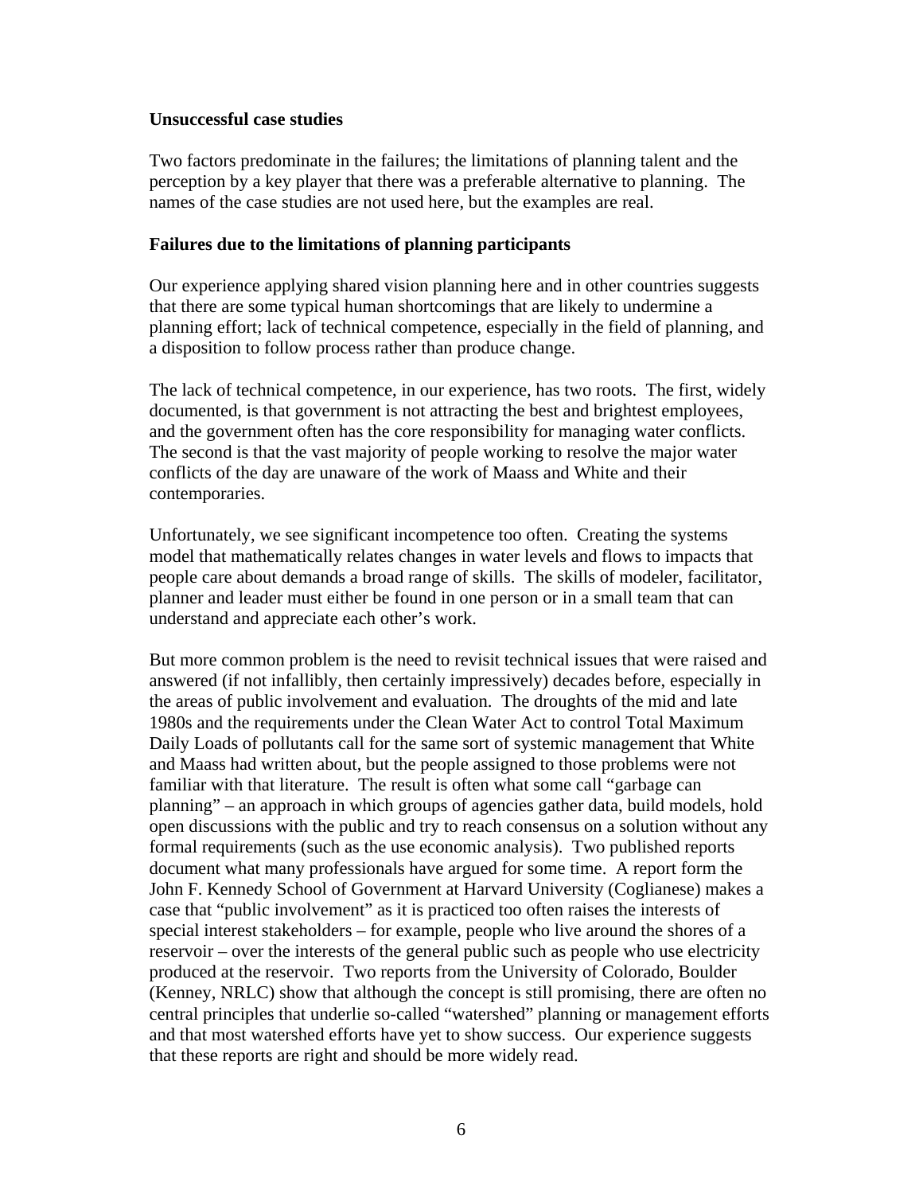**Unsuccessful case studies**

Two factors predominate in the failures; the limitations of planning talent and the perception by a key player that there was a preferable alternative to planning. The names of the case studies are not used here, but the examples are real.

**Failures due to the limitations of planning participants**

Our experience applying shared vision planning here and in other countries suggests that there are some typical human shortcomings that are likely to undermine a planning effort; lack of technical competence, especially in the field of planning, and a disposition to follow process rather than produce change.

The lack of technical competence, in our experience, has two roots. The first, widely documented, is that government is not attracting the best and brightest employees, and the government often has the core responsibility for managing water conflicts. The second is that the vast majority of people working to resolve the major water conflicts of the day are unaware of the work of Maass and White and their contemporaries.

Unfortunately, we see significant incompetence too often. Creating the systems model that mathematically relates changes in water levels and flows to impacts that people care about demands a broad range of skills. The skills of modeler, facilitator, planner and leader must either be found in one person or in a small team that can understand and appreciate each other's work.

But more common problem is the need to revisit technical issues that were raised and answered (if not infallibly, then certainly impressively) decades before, especially in the areas of public involvement and evaluation. The droughts of the mid and late 1980s and the requirements under the Clean Water Act to control Total Maximum Daily Loads of pollutants call for the same sort of systemic management that White and Maass had written about, but the people assigned to those problems were not familiar with that literature. The result is often what some call "garbage can planning" – an approach in which groups of agencies gather data, build models, hold open discussions with the public and try to reach consensus on a solution without any formal requirements (such as the use economic analysis). Two published reports document what many professionals have argued for some time. A report form the John F. Kennedy School of Government at Harvard University (Coglianese) makes a case that "public involvement" as it is practiced too often raises the interests of special interest stakeholders – for example, people who live around the shores of a reservoir – over the interests of the general public such as people who use electricity produced at the reservoir. Two reports from the University of Colorado, Boulder (Kenney, NRLC) show that although the concept is still promising, there are often no central principles that underlie so-called "watershed" planning or management efforts and that most watershed efforts have yet to show success. Our experience suggests that these reports are right and should be more widely read.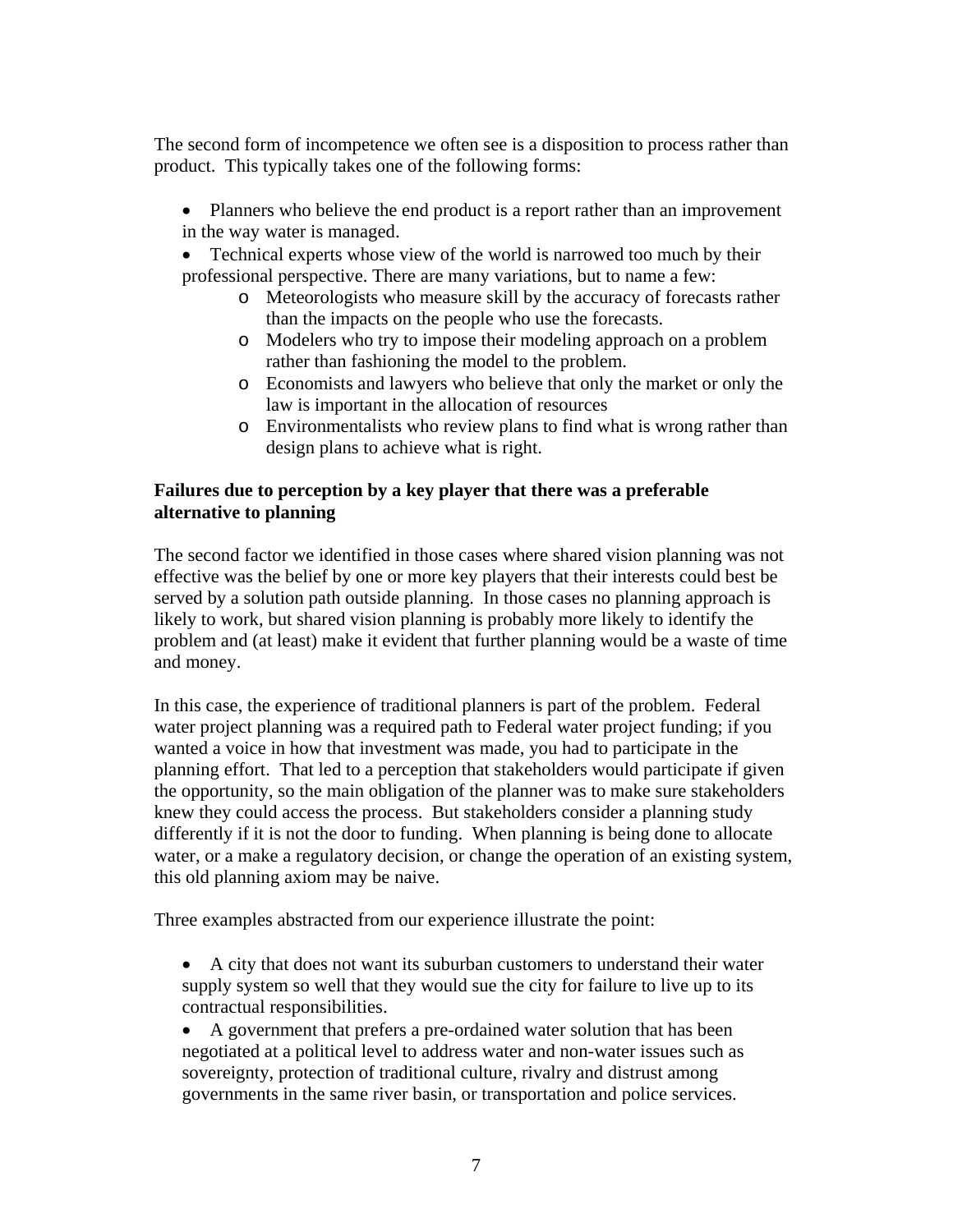The second form of incompetence we often see is a disposition to process rather than product. This typically takes one of the following forms:

- Planners who believe the end product is a report rather than an improvement in the way water is managed.
- Technical experts whose view of the world is narrowed too much by their professional perspective. There are many variations, but to name a few:
  - Meteorologists who measure skill by the accuracy of forecasts rather than the impacts on the people who use the forecasts.
  - Modelers who try to impose their modeling approach on a problem rather than fashioning the model to the problem.
  - Economists and lawyers who believe that only the market or only the law is important in the allocation of resources
  - Environmentalists who review plans to find what is wrong rather than design plans to achieve what is right.

**Failures due to perception by a key player that there was a preferable alternative to planning**

The second factor we identified in those cases where shared vision planning was not effective was the belief by one or more key players that their interests could best be served by a solution path outside planning. In those cases no planning approach is likely to work, but shared vision planning is probably more likely to identify the problem and (at least) make it evident that further planning would be a waste of time and money.

In this case, the experience of traditional planners is part of the problem. Federal water project planning was a required path to Federal water project funding; if you wanted a voice in how that investment was made, you had to participate in the planning effort. That led to a perception that stakeholders would participate if given the opportunity, so the main obligation of the planner was to make sure stakeholders knew they could access the process. But stakeholders consider a planning study differently if it is not the door to funding. When planning is being done to allocate water, or a make a regulatory decision, or change the operation of an existing system, this old planning axiom may be naive.

Three examples abstracted from our experience illustrate the point:

- A city that does not want its suburban customers to understand their water supply system so well that they would sue the city for failure to live up to its contractual responsibilities.
- A government that prefers a pre-ordained water solution that has been negotiated at a political level to address water and non-water issues such as sovereignty, protection of traditional culture, rivalry and distrust among governments in the same river basin, or transportation and police services.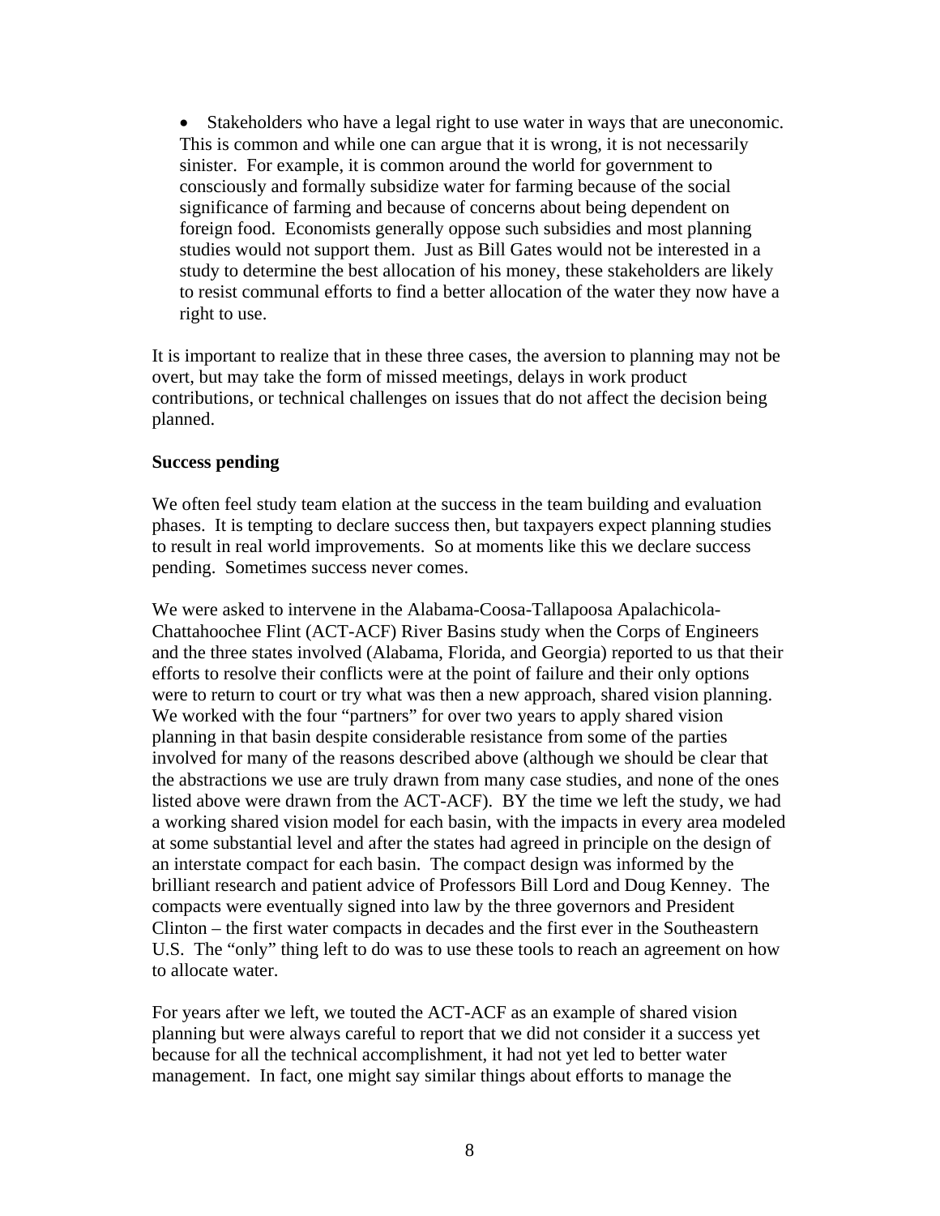- Stakeholders who have a legal right to use water in ways that are uneconomic. This is common and while one can argue that it is wrong, it is not necessarily sinister. For example, it is common around the world for government to consciously and formally subsidize water for farming because of the social significance of farming and because of concerns about being dependent on foreign food. Economists generally oppose such subsidies and most planning studies would not support them. Just as Bill Gates would not be interested in a study to determine the best allocation of his money, these stakeholders are likely to resist communal efforts to find a better allocation of the water they now have a right to use.

It is important to realize that in these three cases, the aversion to planning may not be overt, but may take the form of missed meetings, delays in work product contributions, or technical challenges on issues that do not affect the decision being planned.

**Success pending**

We often feel study team elation at the success in the team building and evaluation phases. It is tempting to declare success then, but taxpayers expect planning studies to result in real world improvements. So at moments like this we declare success pending. Sometimes success never comes.

We were asked to intervene in the Alabama-Coosa-Tallapoosa Apalachicola-Chattahoochee Flint (ACT-ACF) River Basins study when the Corps of Engineers and the three states involved (Alabama, Florida, and Georgia) reported to us that their efforts to resolve their conflicts were at the point of failure and their only options were to return to court or try what was then a new approach, shared vision planning. We worked with the four "partners" for over two years to apply shared vision planning in that basin despite considerable resistance from some of the parties involved for many of the reasons described above (although we should be clear that the abstractions we use are truly drawn from many case studies, and none of the ones listed above were drawn from the ACT-ACF). BY the time we left the study, we had a working shared vision model for each basin, with the impacts in every area modeled at some substantial level and after the states had agreed in principle on the design of an interstate compact for each basin. The compact design was informed by the brilliant research and patient advice of Professors Bill Lord and Doug Kenney. The compacts were eventually signed into law by the three governors and President Clinton – the first water compacts in decades and the first ever in the Southeastern U.S. The "only" thing left to do was to use these tools to reach an agreement on how to allocate water.

For years after we left, we touted the ACT-ACF as an example of shared vision planning but were always careful to report that we did not consider it a success yet because for all the technical accomplishment, it had not yet led to better water management. In fact, one might say similar things about efforts to manage the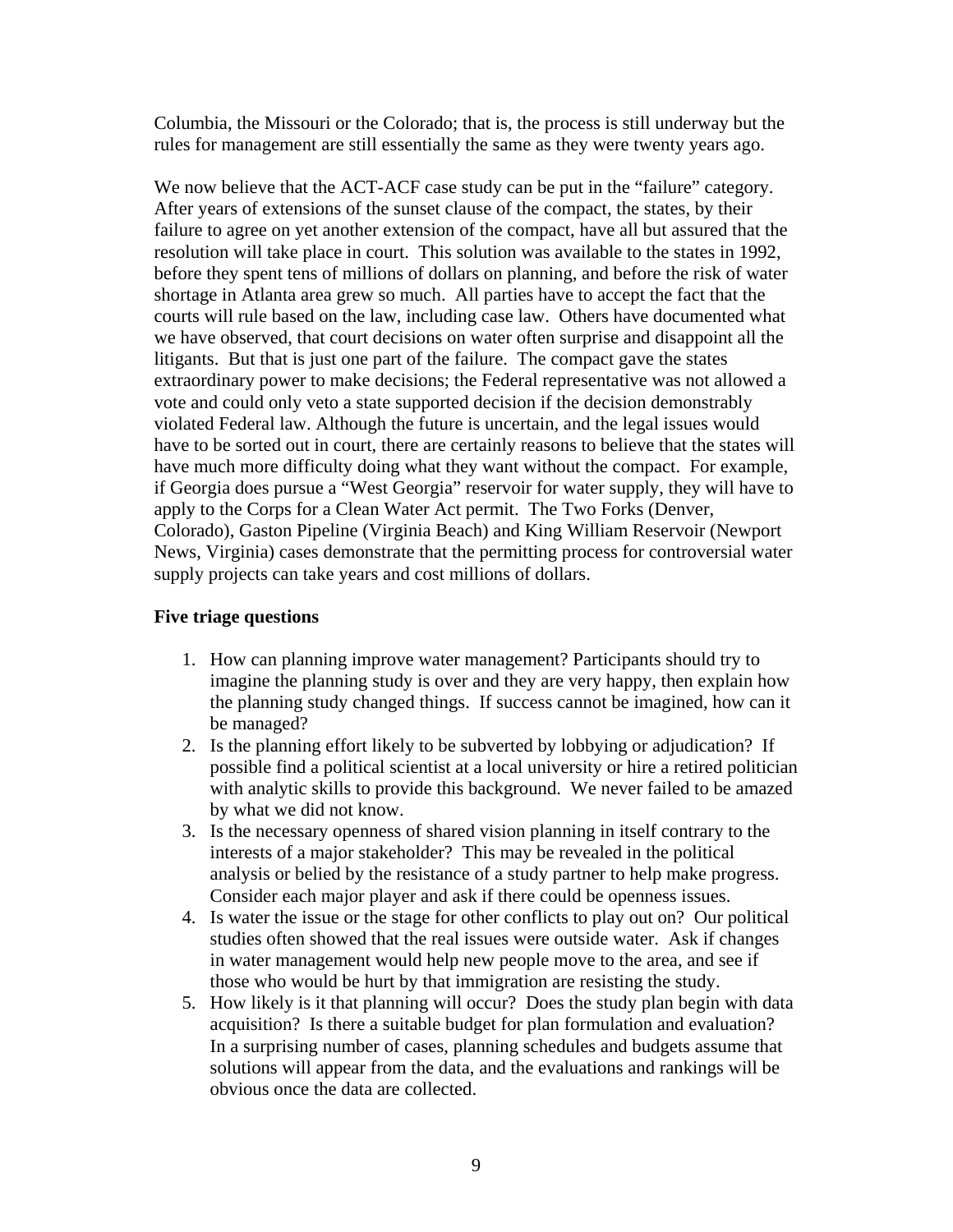Columbia, the Missouri or the Colorado; that is, the process is still underway but the rules for management are still essentially the same as they were twenty years ago.

We now believe that the ACT-ACF case study can be put in the "failure" category. After years of extensions of the sunset clause of the compact, the states, by their failure to agree on yet another extension of the compact, have all but assured that the resolution will take place in court. This solution was available to the states in 1992, before they spent tens of millions of dollars on planning, and before the risk of water shortage in Atlanta area grew so much. All parties have to accept the fact that the courts will rule based on the law, including case law. Others have documented what we have observed, that court decisions on water often surprise and disappoint all the litigants. But that is just one part of the failure. The compact gave the states extraordinary power to make decisions; the Federal representative was not allowed a vote and could only veto a state supported decision if the decision demonstrably violated Federal law. Although the future is uncertain, and the legal issues would have to be sorted out in court, there are certainly reasons to believe that the states will have much more difficulty doing what they want without the compact. For example, if Georgia does pursue a "West Georgia" reservoir for water supply, they will have to apply to the Corps for a Clean Water Act permit. The Two Forks (Denver, Colorado), Gaston Pipeline (Virginia Beach) and King William Reservoir (Newport News, Virginia) cases demonstrate that the permitting process for controversial water supply projects can take years and cost millions of dollars.

**Five triage questions**

1. How can planning improve water management? Participants should try to imagine the planning study is over and they are very happy, then explain how the planning study changed things. If success cannot be imagined, how can it be managed?
2. Is the planning effort likely to be subverted by lobbying or adjudication? If possible find a political scientist at a local university or hire a retired politician with analytic skills to provide this background. We never failed to be amazed by what we did not know.
3. Is the necessary openness of shared vision planning in itself contrary to the interests of a major stakeholder? This may be revealed in the political analysis or belied by the resistance of a study partner to help make progress. Consider each major player and ask if there could be openness issues.
4. Is water the issue or the stage for other conflicts to play out on? Our political studies often showed that the real issues were outside water. Ask if changes in water management would help new people move to the area, and see if those who would be hurt by that immigration are resisting the study.
5. How likely is it that planning will occur? Does the study plan begin with data acquisition? Is there a suitable budget for plan formulation and evaluation? In a surprising number of cases, planning schedules and budgets assume that solutions will appear from the data, and the evaluations and rankings will be obvious once the data are collected.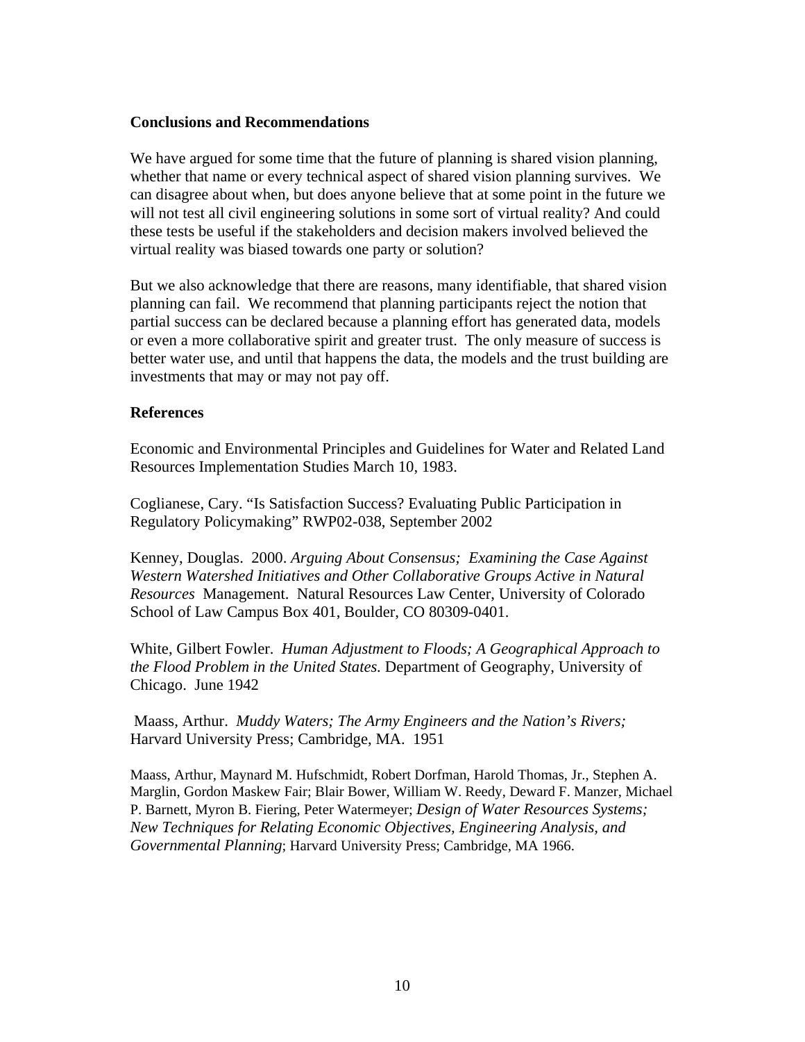**Conclusions and Recommendations**

We have argued for some time that the future of planning is shared vision planning, whether that name or every technical aspect of shared vision planning survives. We can disagree about when, but does anyone believe that at some point in the future we will not test all civil engineering solutions in some sort of virtual reality? And could these tests be useful if the stakeholders and decision makers involved believed the virtual reality was biased towards one party or solution?

But we also acknowledge that there are reasons, many identifiable, that shared vision planning can fail. We recommend that planning participants reject the notion that partial success can be declared because a planning effort has generated data, models or even a more collaborative spirit and greater trust. The only measure of success is better water use, and until that happens the data, the models and the trust building are investments that may or may not pay off.

**References**

Economic and Environmental Principles and Guidelines for Water and Related Land Resources Implementation Studies March 10, 1983.

Coglianese, Cary. "Is Satisfaction Success? Evaluating Public Participation in Regulatory Policymaking" RWP02-038, September 2002

Kenney, Douglas. 2000. *Arguing About Consensus; Examining the Case Against Western Watershed Initiatives and Other Collaborative Groups Active in Natural Resources* Management. Natural Resources Law Center, University of Colorado School of Law Campus Box 401, Boulder, CO 80309-0401.

White, Gilbert Fowler. *Human Adjustment to Floods; A Geographical Approach to the Flood Problem in the United States.* Department of Geography, University of Chicago. June 1942

Maass, Arthur. *Muddy Waters; The Army Engineers and the Nation's Rivers;* Harvard University Press; Cambridge, MA. 1951

Maass, Arthur, Maynard M. Hufschmidt, Robert Dorfman, Harold Thomas, Jr., Stephen A. Marglin, Gordon Maskew Fair; Blair Bower, William W. Reedy, Deward F. Manzer, Michael P. Barnett, Myron B. Fiering, Peter Watermeyer; *Design of Water Resources Systems; New Techniques for Relating Economic Objectives, Engineering Analysis, and Governmental Planning*; Harvard University Press; Cambridge, MA 1966.